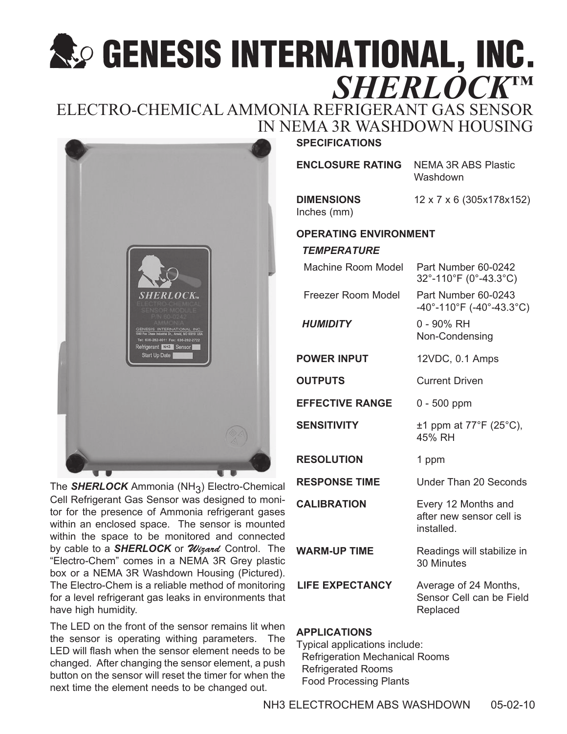# GENESIS INTERNATIONAL, INC.

## *SHERLOCK*™

## ELECTRO-CHEMICAL AMMONIA REFRIGERANT GAS SENSOR IN NEMA 3R WASHDOWN HOUSING

The ***SHERLOCK*** Ammonia ($NH_3$) Electro-Chemical Cell Refrigerant Gas Sensor was designed to monitor for the presence of Ammonia refrigerant gases within an enclosed space. The sensor is mounted within the space to be monitored and connected by cable to a ***SHERLOCK*** or ***Wizard*** Control. The "Electro-Chem" comes in a NEMA 3R Grey plastic box or a NEMA 3R Washdown Housing (Pictured). The Electro-Chem is a reliable method of monitoring for a level refrigerant gas leaks in environments that have high humidity.

The LED on the front of the sensor remains lit when the sensor is operating withing parameters. The LED will flash when the sensor element needs to be changed. After changing the sensor element, a push button on the sensor will reset the timer for when the next time the element needs to be changed out.

### SPECIFICATIONS

| | |
|---|---|
| **ENCLOSURE RATING** | NEMA 3R ABS Plastic Washdown |
| **DIMENSIONS** Inches (mm) | 12 x 7 x 6 (305x178x152) |
| **OPERATING ENVIRONMENT** | |
| ***TEMPERATURE*** | |
| Machine Room Model | Part Number 60-0242 32°-110°F (0°-43.3°C) |
| Freezer Room Model | Part Number 60-0243 -40°-110°F (-40°-43.3°C) |
| ***HUMIDITY*** | 0 - 90% RH Non-Condensing |
| **POWER INPUT** | 12VDC, 0.1 Amps |
| **OUTPUTS** | Current Driven |
| **EFFECTIVE RANGE** | 0 - 500 ppm |
| **SENSITIVITY** | ±1 ppm at 77°F (25°C), 45% RH |
| **RESOLUTION** | 1 ppm |
| **RESPONSE TIME** | Under Than 20 Seconds |
| **CALIBRATION** | Every 12 Months and after new sensor cell is installed. |
| **WARM-UP TIME** | Readings will stabilize in 30 Minutes |
| **LIFE EXPECTANCY** | Average of 24 Months, Sensor Cell can be Field Replaced |

### APPLICATIONS

Typical applications include:

- Refrigeration Mechanical Rooms
- Refrigerated Rooms
- Food Processing Plants

NH3 ELECTROCHEM ABS WASHDOWN 05-02-10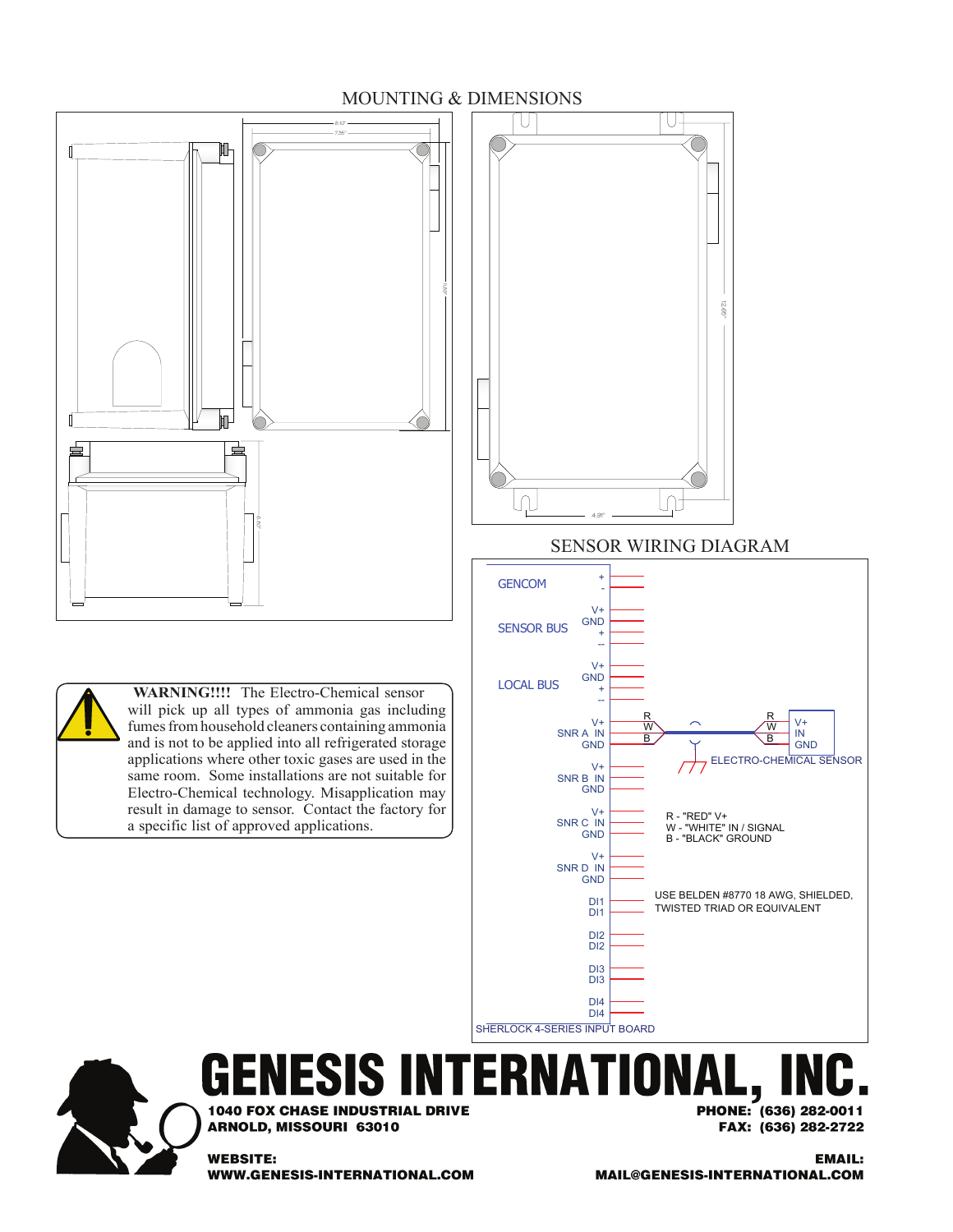## MOUNTING & DIMENSIONS

8.10"
7.36"
11.89"
6.80"
12.85"
4.91"

## SENSOR WIRING DIAGRAM

GENCOM
+
-

SENSOR BUS
V+
GND
+
--

LOCAL BUS
V+
GND
+
--

SNR A
V+
IN
GND

R
W
B

R
W
B

V+
IN
GND

ELECTRO-CHEMICAL SENSOR

SNR B
V+
IN
GND

SNR C
V+
IN
GND

R - "RED" V+
W - "WHITE" IN / SIGNAL
B - "BLACK" GROUND

SNR D
V+
IN
GND

DI1
DI1

USE BELDEN #8770 18 AWG, SHIELDED, TWISTED TRIAD OR EQUIVALENT

DI2
DI2

DI3
DI3

DI4
DI4

SHERLOCK 4-SERIES INPUT BOARD

**WARNING!!!!** The Electro-Chemical sensor will pick up all types of ammonia gas including fumes from household cleaners containing ammonia and is not to be applied into all refrigerated storage applications where other toxic gases are used in the same room. Some installations are not suitable for Electro-Chemical technology. Misapplication may result in damage to sensor. Contact the factory for a specific list of approved applications.

# GENESIS INTERNATIONAL, INC.

**1040 FOX CHASE INDUSTRIAL DRIVE**
**ARNOLD, MISSOURI 63010**

**PHONE: (636) 282-0011**
**FAX: (636) 282-2722**

**WEBSITE:**
**WWW.GENESIS-INTERNATIONAL.COM**

**EMAIL:**
**MAIL@GENESIS-INTERNATIONAL.COM**